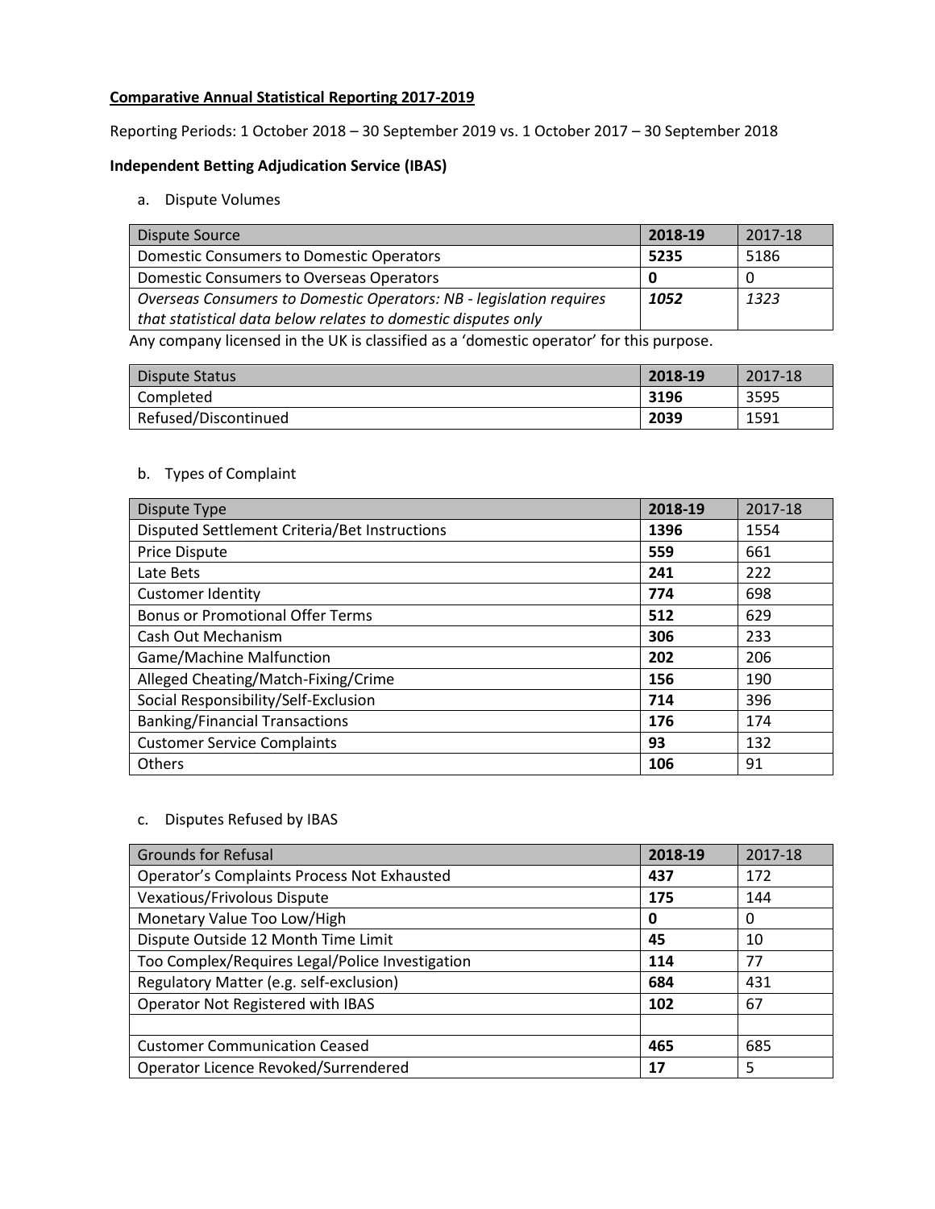**Comparative Annual Statistical Reporting 2017-2019**

Reporting Periods: 1 October 2018 – 30 September 2019 vs. 1 October 2017 – 30 September 2018

**Independent Betting Adjudication Service (IBAS)**

a. Dispute Volumes

| Dispute Source | 2018-19 | 2017-18 |
|---|---|---|
| Domestic Consumers to Domestic Operators | **5235** | 5186 |
| Domestic Consumers to Overseas Operators | **0** | 0 |
| *Overseas Consumers to Domestic Operators: NB - legislation requires that statistical data below relates to domestic disputes only* | ***1052*** | *1323* |

Any company licensed in the UK is classified as a 'domestic operator' for this purpose.

| Dispute Status | 2018-19 | 2017-18 |
|---|---|---|
| Completed | **3196** | 3595 |
| Refused/Discontinued | **2039** | 1591 |

b. Types of Complaint

| Dispute Type | 2018-19 | 2017-18 |
|---|---|---|
| Disputed Settlement Criteria/Bet Instructions | **1396** | 1554 |
| Price Dispute | **559** | 661 |
| Late Bets | **241** | 222 |
| Customer Identity | **774** | 698 |
| Bonus or Promotional Offer Terms | **512** | 629 |
| Cash Out Mechanism | **306** | 233 |
| Game/Machine Malfunction | **202** | 206 |
| Alleged Cheating/Match-Fixing/Crime | **156** | 190 |
| Social Responsibility/Self-Exclusion | **714** | 396 |
| Banking/Financial Transactions | **176** | 174 |
| Customer Service Complaints | **93** | 132 |
| Others | **106** | 91 |

c. Disputes Refused by IBAS

| Grounds for Refusal | 2018-19 | 2017-18 |
|---|---|---|
| Operator's Complaints Process Not Exhausted | **437** | 172 |
| Vexatious/Frivolous Dispute | **175** | 144 |
| Monetary Value Too Low/High | **0** | 0 |
| Dispute Outside 12 Month Time Limit | **45** | 10 |
| Too Complex/Requires Legal/Police Investigation | **114** | 77 |
| Regulatory Matter (e.g. self-exclusion) | **684** | 431 |
| Operator Not Registered with IBAS | **102** | 67 |
| | | |
| Customer Communication Ceased | **465** | 685 |
| Operator Licence Revoked/Surrendered | **17** | 5 |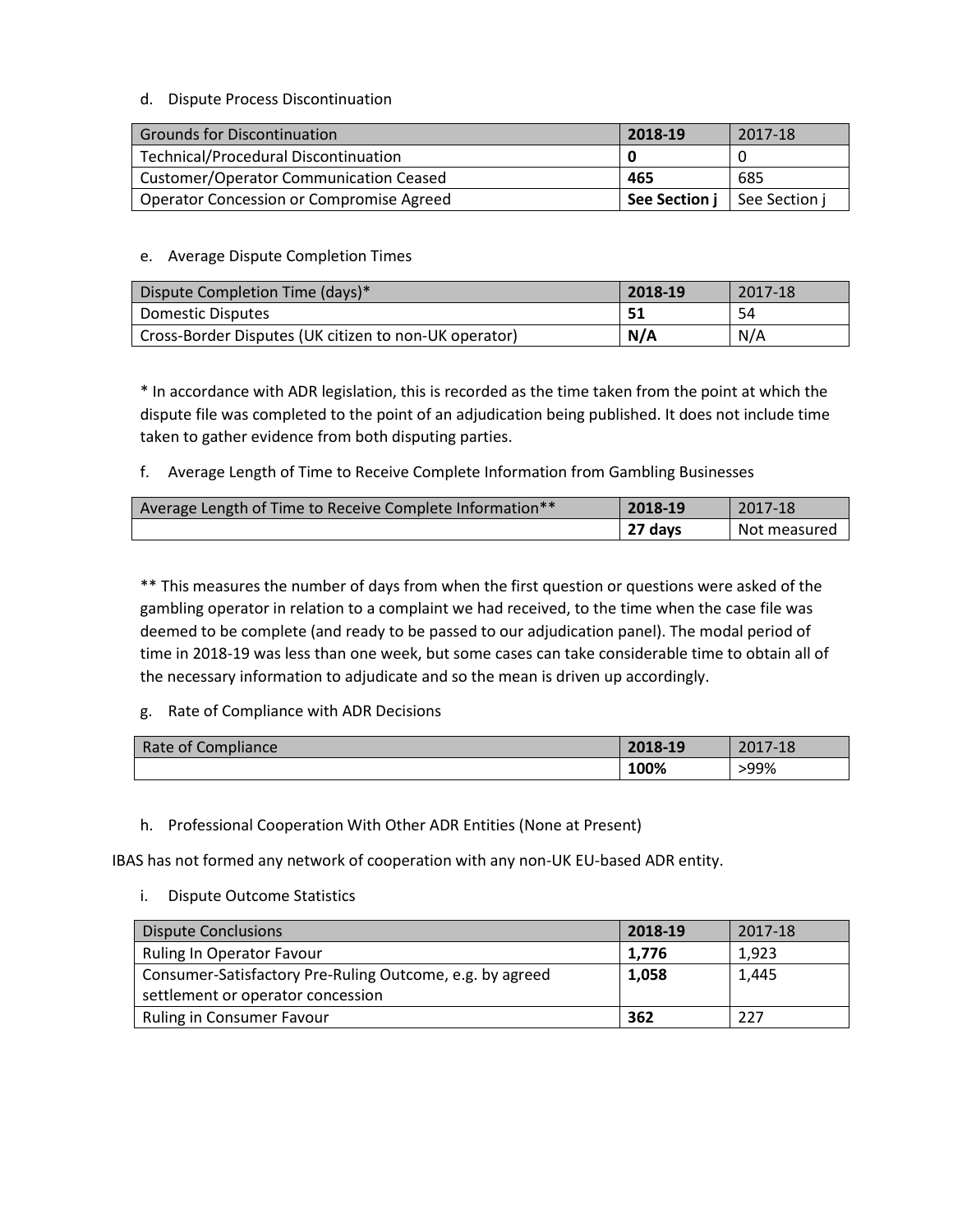d. Dispute Process Discontinuation

| Grounds for Discontinuation | **2018-19** | 2017-18 |
| --- | --- | --- |
| Technical/Procedural Discontinuation | **0** | 0 |
| Customer/Operator Communication Ceased | **465** | 685 |
| Operator Concession or Compromise Agreed | **See Section j** | See Section j |

e. Average Dispute Completion Times

| Dispute Completion Time (days)* | **2018-19** | 2017-18 |
| --- | --- | --- |
| Domestic Disputes | **51** | 54 |
| Cross-Border Disputes (UK citizen to non-UK operator) | **N/A** | N/A |

* In accordance with ADR legislation, this is recorded as the time taken from the point at which the dispute file was completed to the point of an adjudication being published. It does not include time taken to gather evidence from both disputing parties.

f. Average Length of Time to Receive Complete Information from Gambling Businesses

| Average Length of Time to Receive Complete Information** | **2018-19** | 2017-18 |
| --- | --- | --- |
| | **27 days** | Not measured |

** This measures the number of days from when the first question or questions were asked of the gambling operator in relation to a complaint we had received, to the time when the case file was deemed to be complete (and ready to be passed to our adjudication panel). The modal period of time in 2018-19 was less than one week, but some cases can take considerable time to obtain all of the necessary information to adjudicate and so the mean is driven up accordingly.

g. Rate of Compliance with ADR Decisions

| Rate of Compliance | **2018-19** | 2017-18 |
| --- | --- | --- |
| | **100%** | >99% |

h. Professional Cooperation With Other ADR Entities (None at Present)

IBAS has not formed any network of cooperation with any non-UK EU-based ADR entity.

i. Dispute Outcome Statistics

| Dispute Conclusions | **2018-19** | 2017-18 |
| --- | --- | --- |
| Ruling In Operator Favour | **1,776** | 1,923 |
| Consumer-Satisfactory Pre-Ruling Outcome, e.g. by agreed settlement or operator concession | **1,058** | 1,445 |
| Ruling in Consumer Favour | **362** | 227 |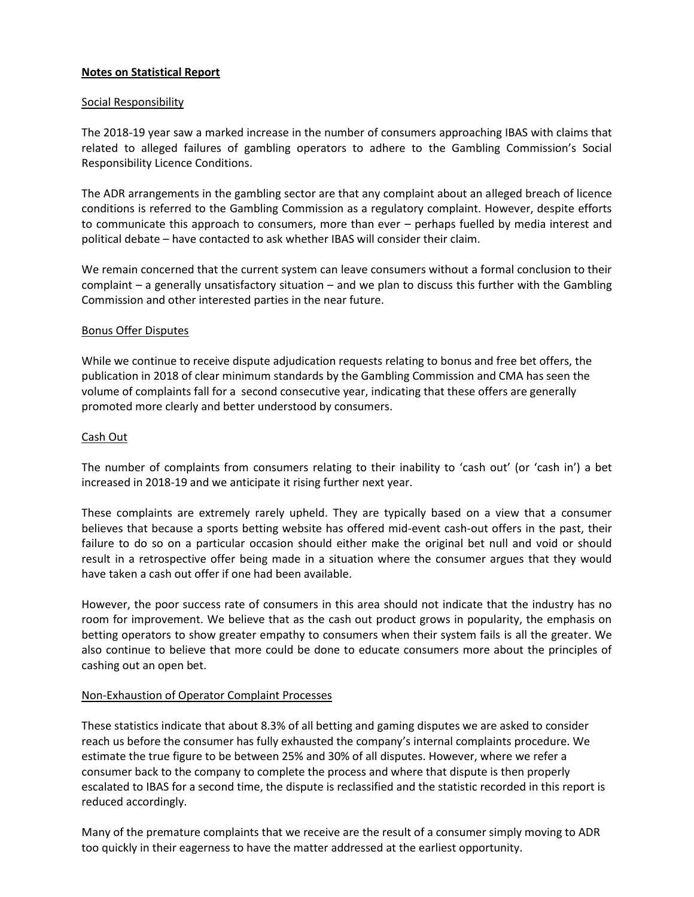## Notes on Statistical Report

### Social Responsibility

The 2018-19 year saw a marked increase in the number of consumers approaching IBAS with claims that related to alleged failures of gambling operators to adhere to the Gambling Commission's Social Responsibility Licence Conditions.

The ADR arrangements in the gambling sector are that any complaint about an alleged breach of licence conditions is referred to the Gambling Commission as a regulatory complaint. However, despite efforts to communicate this approach to consumers, more than ever – perhaps fuelled by media interest and political debate – have contacted to ask whether IBAS will consider their claim.

We remain concerned that the current system can leave consumers without a formal conclusion to their complaint – a generally unsatisfactory situation – and we plan to discuss this further with the Gambling Commission and other interested parties in the near future.

### Bonus Offer Disputes

While we continue to receive dispute adjudication requests relating to bonus and free bet offers, the publication in 2018 of clear minimum standards by the Gambling Commission and CMA has seen the volume of complaints fall for a second consecutive year, indicating that these offers are generally promoted more clearly and better understood by consumers.

### Cash Out

The number of complaints from consumers relating to their inability to 'cash out' (or 'cash in') a bet increased in 2018-19 and we anticipate it rising further next year.

These complaints are extremely rarely upheld. They are typically based on a view that a consumer believes that because a sports betting website has offered mid-event cash-out offers in the past, their failure to do so on a particular occasion should either make the original bet null and void or should result in a retrospective offer being made in a situation where the consumer argues that they would have taken a cash out offer if one had been available.

However, the poor success rate of consumers in this area should not indicate that the industry has no room for improvement. We believe that as the cash out product grows in popularity, the emphasis on betting operators to show greater empathy to consumers when their system fails is all the greater. We also continue to believe that more could be done to educate consumers more about the principles of cashing out an open bet.

### Non-Exhaustion of Operator Complaint Processes

These statistics indicate that about 8.3% of all betting and gaming disputes we are asked to consider reach us before the consumer has fully exhausted the company's internal complaints procedure. We estimate the true figure to be between 25% and 30% of all disputes. However, where we refer a consumer back to the company to complete the process and where that dispute is then properly escalated to IBAS for a second time, the dispute is reclassified and the statistic recorded in this report is reduced accordingly.

Many of the premature complaints that we receive are the result of a consumer simply moving to ADR too quickly in their eagerness to have the matter addressed at the earliest opportunity.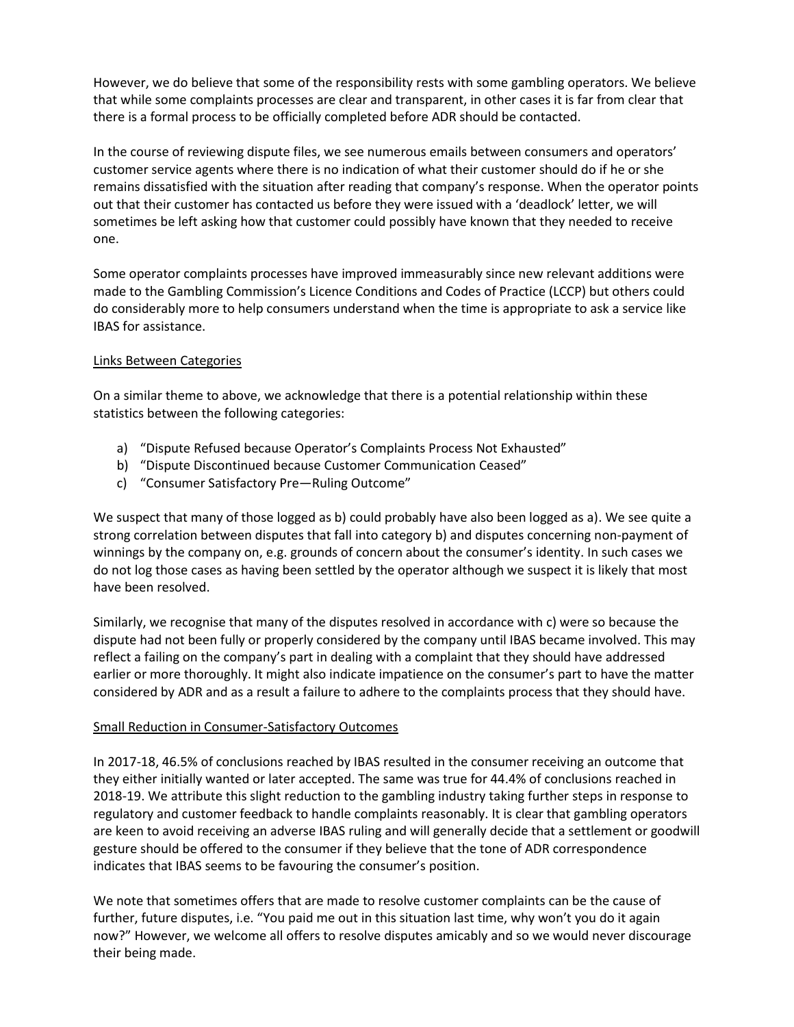However, we do believe that some of the responsibility rests with some gambling operators. We believe that while some complaints processes are clear and transparent, in other cases it is far from clear that there is a formal process to be officially completed before ADR should be contacted.

In the course of reviewing dispute files, we see numerous emails between consumers and operators' customer service agents where there is no indication of what their customer should do if he or she remains dissatisfied with the situation after reading that company's response. When the operator points out that their customer has contacted us before they were issued with a 'deadlock' letter, we will sometimes be left asking how that customer could possibly have known that they needed to receive one.

Some operator complaints processes have improved immeasurably since new relevant additions were made to the Gambling Commission's Licence Conditions and Codes of Practice (LCCP) but others could do considerably more to help consumers understand when the time is appropriate to ask a service like IBAS for assistance.

## Links Between Categories

On a similar theme to above, we acknowledge that there is a potential relationship within these statistics between the following categories:

a) "Dispute Refused because Operator's Complaints Process Not Exhausted"
b) "Dispute Discontinued because Customer Communication Ceased"
c) "Consumer Satisfactory Pre—Ruling Outcome"

We suspect that many of those logged as b) could probably have also been logged as a). We see quite a strong correlation between disputes that fall into category b) and disputes concerning non-payment of winnings by the company on, e.g. grounds of concern about the consumer's identity. In such cases we do not log those cases as having been settled by the operator although we suspect it is likely that most have been resolved.

Similarly, we recognise that many of the disputes resolved in accordance with c) were so because the dispute had not been fully or properly considered by the company until IBAS became involved. This may reflect a failing on the company's part in dealing with a complaint that they should have addressed earlier or more thoroughly. It might also indicate impatience on the consumer's part to have the matter considered by ADR and as a result a failure to adhere to the complaints process that they should have.

## Small Reduction in Consumer-Satisfactory Outcomes

In 2017-18, 46.5% of conclusions reached by IBAS resulted in the consumer receiving an outcome that they either initially wanted or later accepted. The same was true for 44.4% of conclusions reached in 2018-19. We attribute this slight reduction to the gambling industry taking further steps in response to regulatory and customer feedback to handle complaints reasonably. It is clear that gambling operators are keen to avoid receiving an adverse IBAS ruling and will generally decide that a settlement or goodwill gesture should be offered to the consumer if they believe that the tone of ADR correspondence indicates that IBAS seems to be favouring the consumer's position.

We note that sometimes offers that are made to resolve customer complaints can be the cause of further, future disputes, i.e. "You paid me out in this situation last time, why won't you do it again now?" However, we welcome all offers to resolve disputes amicably and so we would never discourage their being made.